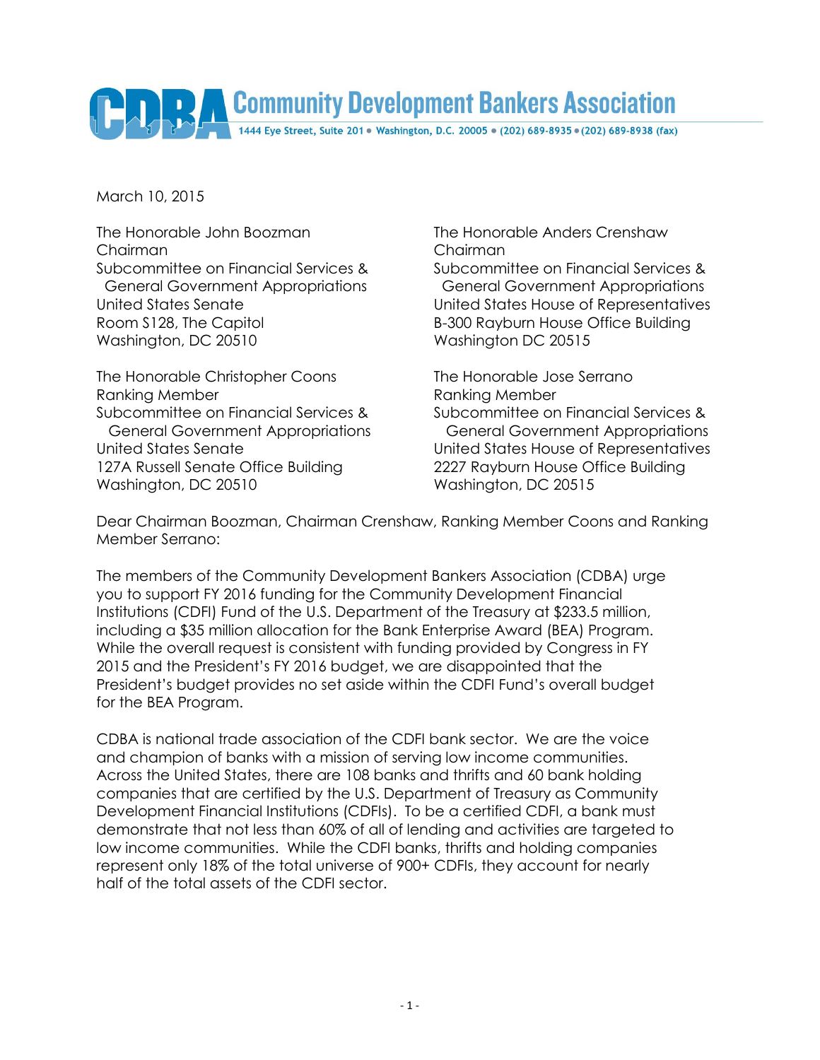**Community Development Bankers Association**

1444 Eye Street, Suite 201 • Washington, D.C. 20005 • (202) 689-8935 • (202) 689-8938 (fax)

March 10, 2015

The Honorable John Boozman
Chairman
Subcommittee on Financial Services & General Government Appropriations
United States Senate
Room S128, The Capitol
Washington, DC 20510

The Honorable Anders Crenshaw
Chairman
Subcommittee on Financial Services & General Government Appropriations
United States House of Representatives
B-300 Rayburn House Office Building
Washington DC 20515

The Honorable Christopher Coons
Ranking Member
Subcommittee on Financial Services & General Government Appropriations
United States Senate
127A Russell Senate Office Building
Washington, DC 20510

The Honorable Jose Serrano
Ranking Member
Subcommittee on Financial Services & General Government Appropriations
United States House of Representatives
2227 Rayburn House Office Building
Washington, DC 20515

Dear Chairman Boozman, Chairman Crenshaw, Ranking Member Coons and Ranking Member Serrano:

The members of the Community Development Bankers Association (CDBA) urge you to support FY 2016 funding for the Community Development Financial Institutions (CDFI) Fund of the U.S. Department of the Treasury at $233.5 million, including a $35 million allocation for the Bank Enterprise Award (BEA) Program. While the overall request is consistent with funding provided by Congress in FY 2015 and the President's FY 2016 budget, we are disappointed that the President's budget provides no set aside within the CDFI Fund's overall budget for the BEA Program.

CDBA is national trade association of the CDFI bank sector. We are the voice and champion of banks with a mission of serving low income communities. Across the United States, there are 108 banks and thrifts and 60 bank holding companies that are certified by the U.S. Department of Treasury as Community Development Financial Institutions (CDFIs). To be a certified CDFI, a bank must demonstrate that not less than 60% of all of lending and activities are targeted to low income communities. While the CDFI banks, thrifts and holding companies represent only 18% of the total universe of 900+ CDFIs, they account for nearly half of the total assets of the CDFI sector.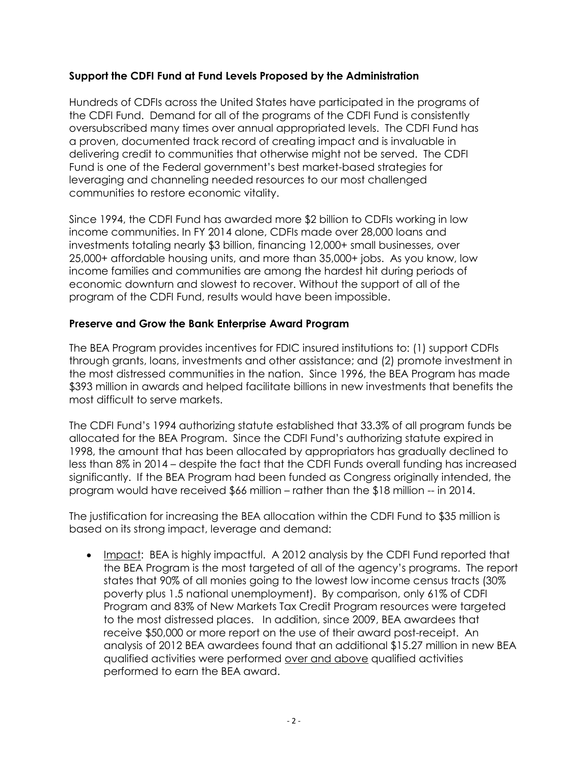**Support the CDFI Fund at Fund Levels Proposed by the Administration**

Hundreds of CDFIs across the United States have participated in the programs of the CDFI Fund. Demand for all of the programs of the CDFI Fund is consistently oversubscribed many times over annual appropriated levels. The CDFI Fund has a proven, documented track record of creating impact and is invaluable in delivering credit to communities that otherwise might not be served. The CDFI Fund is one of the Federal government's best market-based strategies for leveraging and channeling needed resources to our most challenged communities to restore economic vitality.

Since 1994, the CDFI Fund has awarded more $2 billion to CDFIs working in low income communities. In FY 2014 alone, CDFIs made over 28,000 loans and investments totaling nearly $3 billion, financing 12,000+ small businesses, over 25,000+ affordable housing units, and more than 35,000+ jobs. As you know, low income families and communities are among the hardest hit during periods of economic downturn and slowest to recover. Without the support of all of the program of the CDFI Fund, results would have been impossible.

**Preserve and Grow the Bank Enterprise Award Program**

The BEA Program provides incentives for FDIC insured institutions to: (1) support CDFIs through grants, loans, investments and other assistance; and (2) promote investment in the most distressed communities in the nation. Since 1996, the BEA Program has made $393 million in awards and helped facilitate billions in new investments that benefits the most difficult to serve markets.

The CDFI Fund's 1994 authorizing statute established that 33.3% of all program funds be allocated for the BEA Program. Since the CDFI Fund's authorizing statute expired in 1998, the amount that has been allocated by appropriators has gradually declined to less than 8% in 2014 – despite the fact that the CDFI Funds overall funding has increased significantly. If the BEA Program had been funded as Congress originally intended, the program would have received $66 million – rather than the $18 million -- in 2014.

The justification for increasing the BEA allocation within the CDFI Fund to $35 million is based on its strong impact, leverage and demand:

- <u>Impact</u>: BEA is highly impactful. A 2012 analysis by the CDFI Fund reported that the BEA Program is the most targeted of all of the agency's programs. The report states that 90% of all monies going to the lowest low income census tracts (30% poverty plus 1.5 national unemployment). By comparison, only 61% of CDFI Program and 83% of New Markets Tax Credit Program resources were targeted to the most distressed places. In addition, since 2009, BEA awardees that receive $50,000 or more report on the use of their award post-receipt. An analysis of 2012 BEA awardees found that an additional $15.27 million in new BEA qualified activities were performed <u>over and above</u> qualified activities performed to earn the BEA award.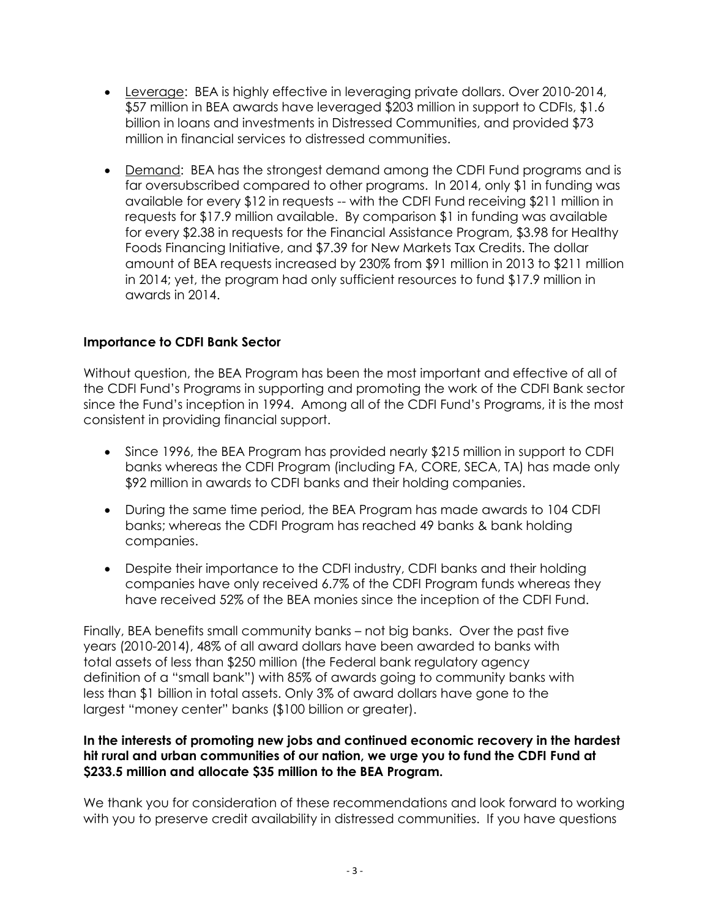- Leverage: BEA is highly effective in leveraging private dollars. Over 2010-2014, $57 million in BEA awards have leveraged $203 million in support to CDFIs, $1.6 billion in loans and investments in Distressed Communities, and provided $73 million in financial services to distressed communities.

- Demand: BEA has the strongest demand among the CDFI Fund programs and is far oversubscribed compared to other programs. In 2014, only $1 in funding was available for every $12 in requests -- with the CDFI Fund receiving $211 million in requests for $17.9 million available. By comparison $1 in funding was available for every $2.38 in requests for the Financial Assistance Program, $3.98 for Healthy Foods Financing Initiative, and $7.39 for New Markets Tax Credits. The dollar amount of BEA requests increased by 230% from $91 million in 2013 to $211 million in 2014; yet, the program had only sufficient resources to fund $17.9 million in awards in 2014.

**Importance to CDFI Bank Sector**

Without question, the BEA Program has been the most important and effective of all of the CDFI Fund's Programs in supporting and promoting the work of the CDFI Bank sector since the Fund's inception in 1994. Among all of the CDFI Fund's Programs, it is the most consistent in providing financial support.

- Since 1996, the BEA Program has provided nearly $215 million in support to CDFI banks whereas the CDFI Program (including FA, CORE, SECA, TA) has made only $92 million in awards to CDFI banks and their holding companies.

- During the same time period, the BEA Program has made awards to 104 CDFI banks; whereas the CDFI Program has reached 49 banks & bank holding companies.

- Despite their importance to the CDFI industry, CDFI banks and their holding companies have only received 6.7% of the CDFI Program funds whereas they have received 52% of the BEA monies since the inception of the CDFI Fund.

Finally, BEA benefits small community banks – not big banks. Over the past five years (2010-2014), 48% of all award dollars have been awarded to banks with total assets of less than $250 million (the Federal bank regulatory agency definition of a "small bank") with 85% of awards going to community banks with less than $1 billion in total assets. Only 3% of award dollars have gone to the largest "money center" banks ($100 billion or greater).

**In the interests of promoting new jobs and continued economic recovery in the hardest hit rural and urban communities of our nation, we urge you to fund the CDFI Fund at $233.5 million and allocate $35 million to the BEA Program.**

We thank you for consideration of these recommendations and look forward to working with you to preserve credit availability in distressed communities. If you have questions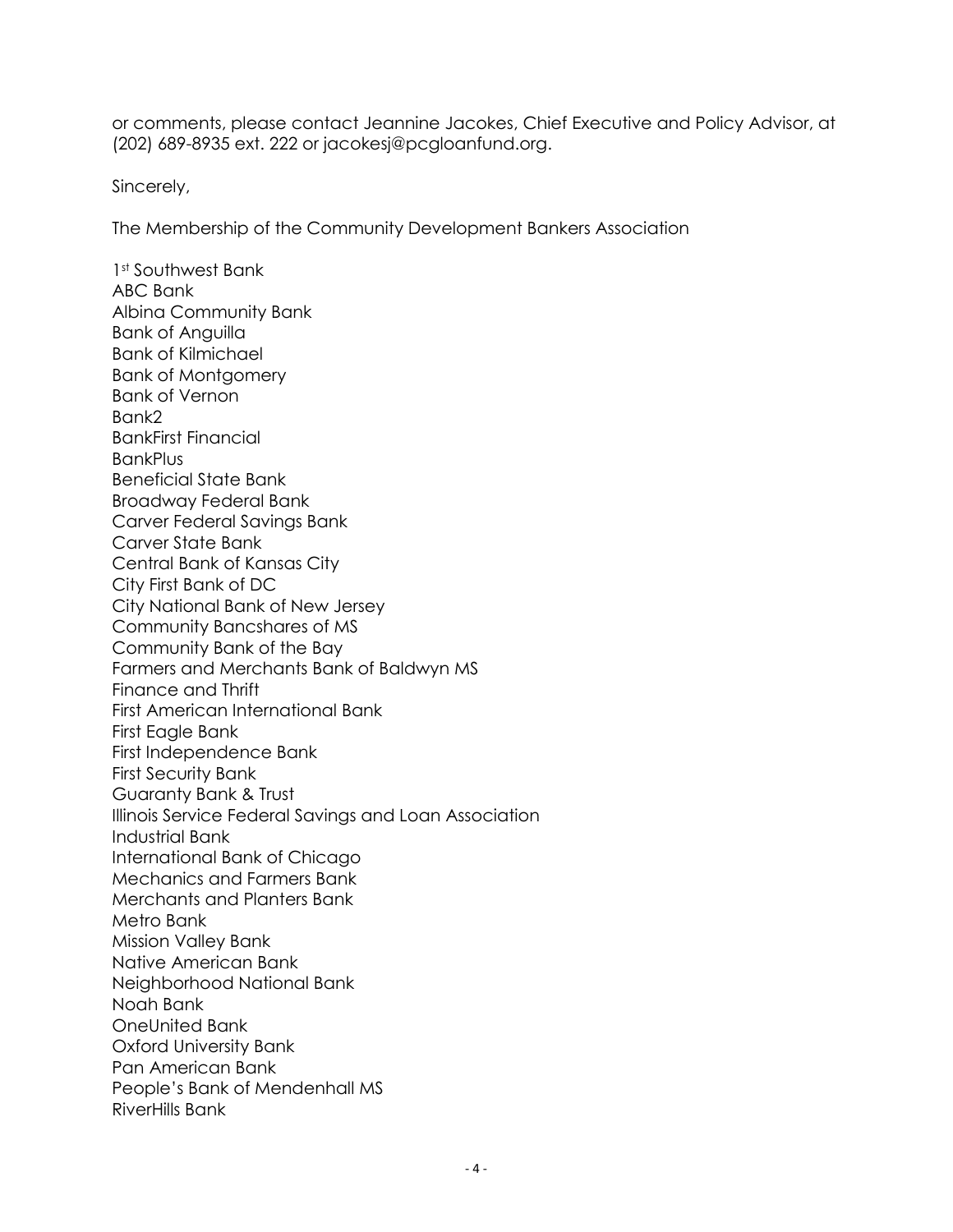or comments, please contact Jeannine Jacokes, Chief Executive and Policy Advisor, at (202) 689-8935 ext. 222 or jacokesj@pcgloanfund.org.

Sincerely,

The Membership of the Community Development Bankers Association

1st Southwest Bank
ABC Bank
Albina Community Bank
Bank of Anguilla
Bank of Kilmichael
Bank of Montgomery
Bank of Vernon
Bank2
BankFirst Financial
BankPlus
Beneficial State Bank
Broadway Federal Bank
Carver Federal Savings Bank
Carver State Bank
Central Bank of Kansas City
City First Bank of DC
City National Bank of New Jersey
Community Bancshares of MS
Community Bank of the Bay
Farmers and Merchants Bank of Baldwyn MS
Finance and Thrift
First American International Bank
First Eagle Bank
First Independence Bank
First Security Bank
Guaranty Bank & Trust
Illinois Service Federal Savings and Loan Association
Industrial Bank
International Bank of Chicago
Mechanics and Farmers Bank
Merchants and Planters Bank
Metro Bank
Mission Valley Bank
Native American Bank
Neighborhood National Bank
Noah Bank
OneUnited Bank
Oxford University Bank
Pan American Bank
People's Bank of Mendenhall MS
RiverHills Bank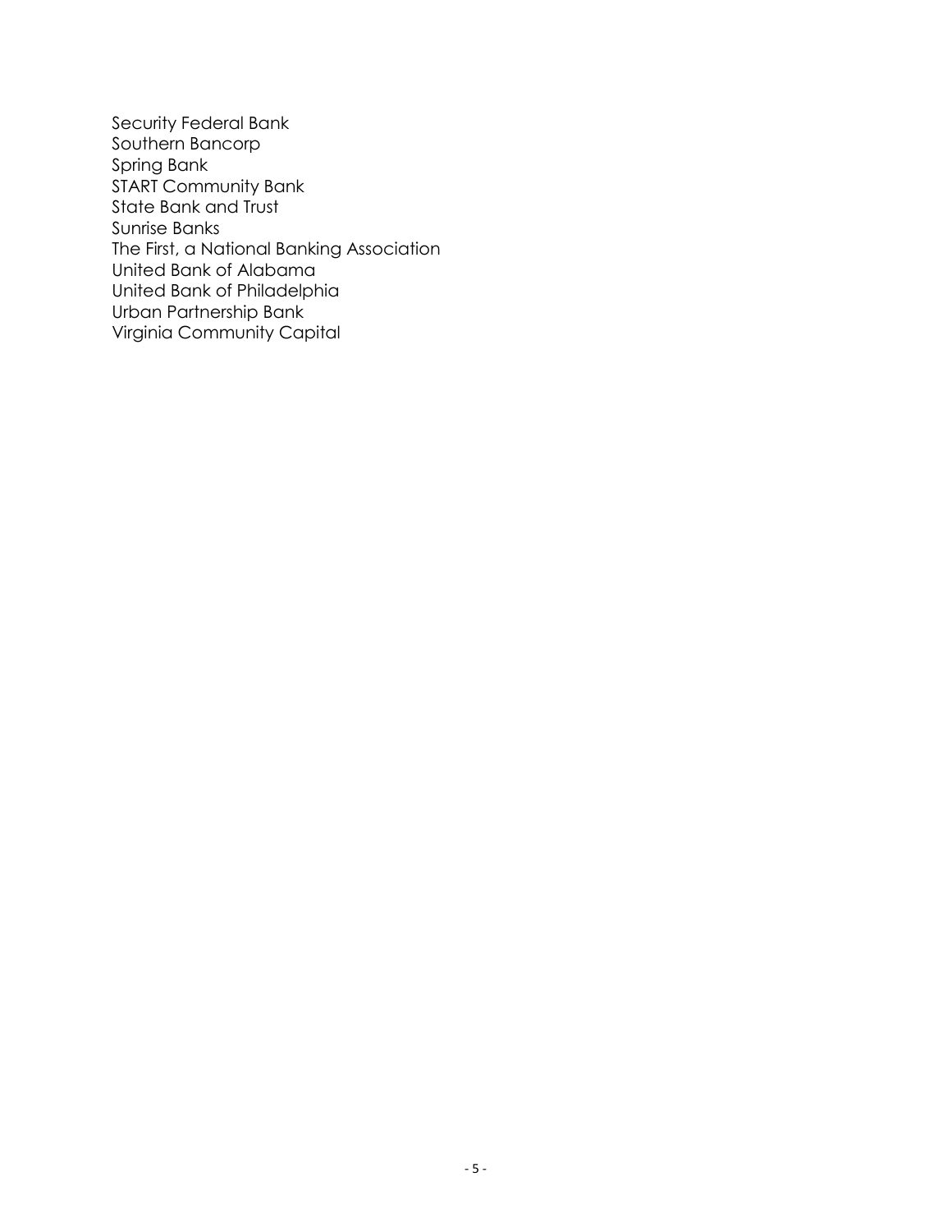Security Federal Bank
Southern Bancorp
Spring Bank
START Community Bank
State Bank and Trust
Sunrise Banks
The First, a National Banking Association
United Bank of Alabama
United Bank of Philadelphia
Urban Partnership Bank
Virginia Community Capital